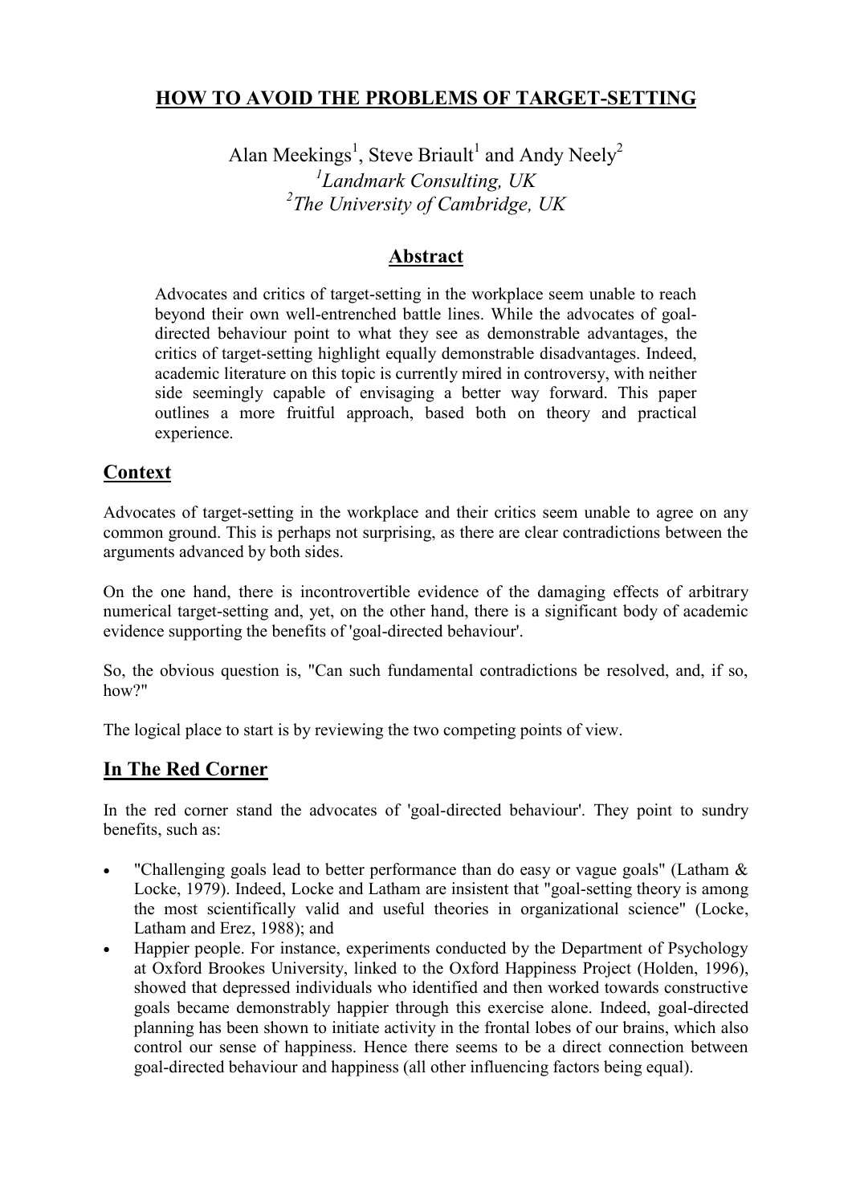# HOW TO AVOID THE PROBLEMS OF TARGET-SETTING

Alan Meekings[1], Steve Briault[1] and Andy Neely[2]

[1] *Landmark Consulting, UK*

[2] *The University of Cambridge, UK*

## Abstract

Advocates and critics of target-setting in the workplace seem unable to reach beyond their own well-entrenched battle lines. While the advocates of goal-directed behaviour point to what they see as demonstrable advantages, the critics of target-setting highlight equally demonstrable disadvantages. Indeed, academic literature on this topic is currently mired in controversy, with neither side seemingly capable of envisaging a better way forward. This paper outlines a more fruitful approach, based both on theory and practical experience.

## Context

Advocates of target-setting in the workplace and their critics seem unable to agree on any common ground. This is perhaps not surprising, as there are clear contradictions between the arguments advanced by both sides.

On the one hand, there is incontrovertible evidence of the damaging effects of arbitrary numerical target-setting and, yet, on the other hand, there is a significant body of academic evidence supporting the benefits of 'goal-directed behaviour'.

So, the obvious question is, "Can such fundamental contradictions be resolved, and, if so, how?"

The logical place to start is by reviewing the two competing points of view.

## In The Red Corner

In the red corner stand the advocates of 'goal-directed behaviour'. They point to sundry benefits, such as:

- "Challenging goals lead to better performance than do easy or vague goals" (Latham & Locke, 1979). Indeed, Locke and Latham are insistent that "goal-setting theory is among the most scientifically valid and useful theories in organizational science" (Locke, Latham and Erez, 1988); and
- Happier people. For instance, experiments conducted by the Department of Psychology at Oxford Brookes University, linked to the Oxford Happiness Project (Holden, 1996), showed that depressed individuals who identified and then worked towards constructive goals became demonstrably happier through this exercise alone. Indeed, goal-directed planning has been shown to initiate activity in the frontal lobes of our brains, which also control our sense of happiness. Hence there seems to be a direct connection between goal-directed behaviour and happiness (all other influencing factors being equal).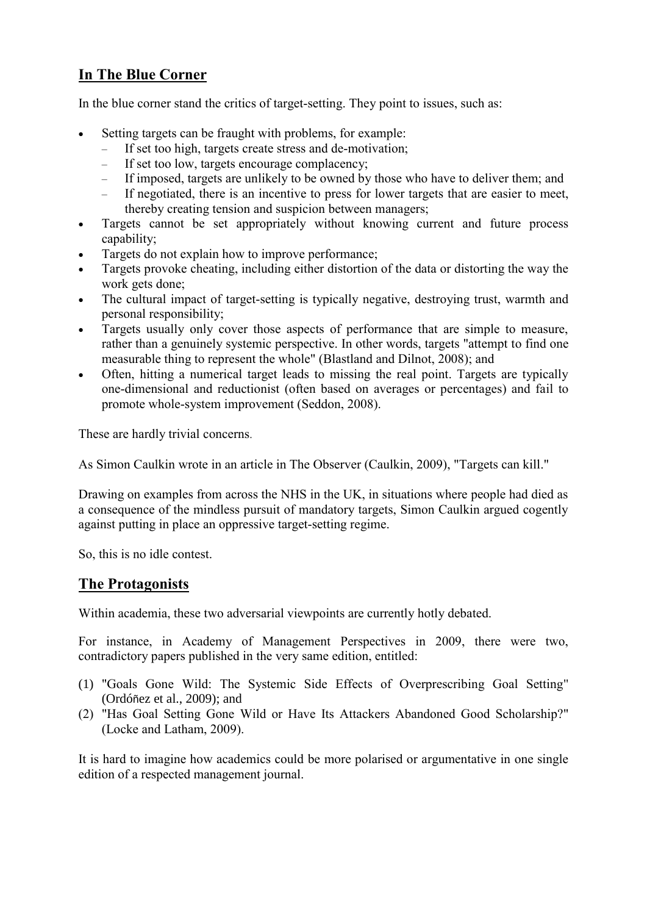## In The Blue Corner

In the blue corner stand the critics of target-setting. They point to issues, such as:

- Setting targets can be fraught with problems, for example:
  - If set too high, targets create stress and de-motivation;
  - If set too low, targets encourage complacency;
  - If imposed, targets are unlikely to be owned by those who have to deliver them; and
  - If negotiated, there is an incentive to press for lower targets that are easier to meet, thereby creating tension and suspicion between managers;
- Targets cannot be set appropriately without knowing current and future process capability;
- Targets do not explain how to improve performance;
- Targets provoke cheating, including either distortion of the data or distorting the way the work gets done;
- The cultural impact of target-setting is typically negative, destroying trust, warmth and personal responsibility;
- Targets usually only cover those aspects of performance that are simple to measure, rather than a genuinely systemic perspective. In other words, targets "attempt to find one measurable thing to represent the whole" (Blastland and Dilnot, 2008); and
- Often, hitting a numerical target leads to missing the real point. Targets are typically one-dimensional and reductionist (often based on averages or percentages) and fail to promote whole-system improvement (Seddon, 2008).

These are hardly trivial concerns.

As Simon Caulkin wrote in an article in The Observer (Caulkin, 2009), "Targets can kill."

Drawing on examples from across the NHS in the UK, in situations where people had died as a consequence of the mindless pursuit of mandatory targets, Simon Caulkin argued cogently against putting in place an oppressive target-setting regime.

So, this is no idle contest.

## The Protagonists

Within academia, these two adversarial viewpoints are currently hotly debated.

For instance, in Academy of Management Perspectives in 2009, there were two, contradictory papers published in the very same edition, entitled:

(1) "Goals Gone Wild: The Systemic Side Effects of Overprescribing Goal Setting" (Ordóñez et al., 2009); and
(2) "Has Goal Setting Gone Wild or Have Its Attackers Abandoned Good Scholarship?" (Locke and Latham, 2009).

It is hard to imagine how academics could be more polarised or argumentative in one single edition of a respected management journal.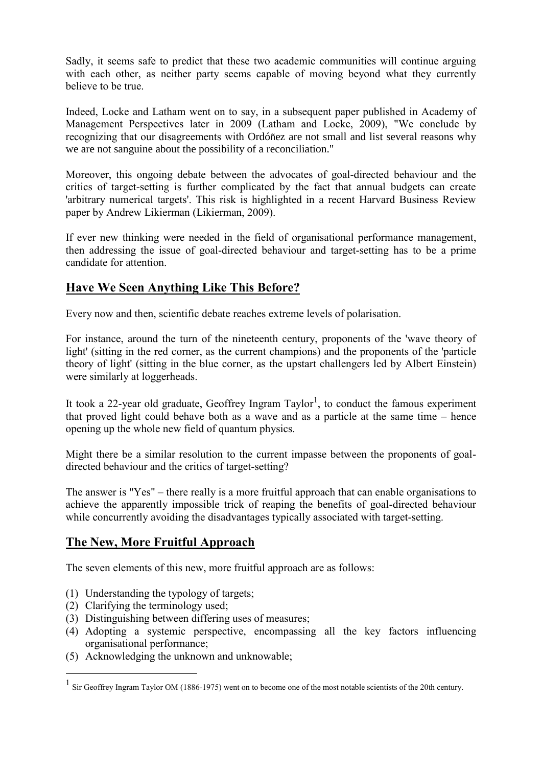Sadly, it seems safe to predict that these two academic communities will continue arguing with each other, as neither party seems capable of moving beyond what they currently believe to be true.

Indeed, Locke and Latham went on to say, in a subsequent paper published in Academy of Management Perspectives later in 2009 (Latham and Locke, 2009), "We conclude by recognizing that our disagreements with Ordóñez are not small and list several reasons why we are not sanguine about the possibility of a reconciliation."

Moreover, this ongoing debate between the advocates of goal-directed behaviour and the critics of target-setting is further complicated by the fact that annual budgets can create 'arbitrary numerical targets'. This risk is highlighted in a recent Harvard Business Review paper by Andrew Likierman (Likierman, 2009).

If ever new thinking were needed in the field of organisational performance management, then addressing the issue of goal-directed behaviour and target-setting has to be a prime candidate for attention.

## Have We Seen Anything Like This Before?

Every now and then, scientific debate reaches extreme levels of polarisation.

For instance, around the turn of the nineteenth century, proponents of the 'wave theory of light' (sitting in the red corner, as the current champions) and the proponents of the 'particle theory of light' (sitting in the blue corner, as the upstart challengers led by Albert Einstein) were similarly at loggerheads.

It took a 22-year old graduate, Geoffrey Ingram Taylor[1], to conduct the famous experiment that proved light could behave both as a wave and as a particle at the same time – hence opening up the whole new field of quantum physics.

Might there be a similar resolution to the current impasse between the proponents of goal-directed behaviour and the critics of target-setting?

The answer is "Yes" – there really is a more fruitful approach that can enable organisations to achieve the apparently impossible trick of reaping the benefits of goal-directed behaviour while concurrently avoiding the disadvantages typically associated with target-setting.

## The New, More Fruitful Approach

The seven elements of this new, more fruitful approach are as follows:

(1) Understanding the typology of targets;
(2) Clarifying the terminology used;
(3) Distinguishing between differing uses of measures;
(4) Adopting a systemic perspective, encompassing all the key factors influencing organisational performance;
(5) Acknowledging the unknown and unknowable;

[1] Sir Geoffrey Ingram Taylor OM (1886-1975) went on to become one of the most notable scientists of the 20th century.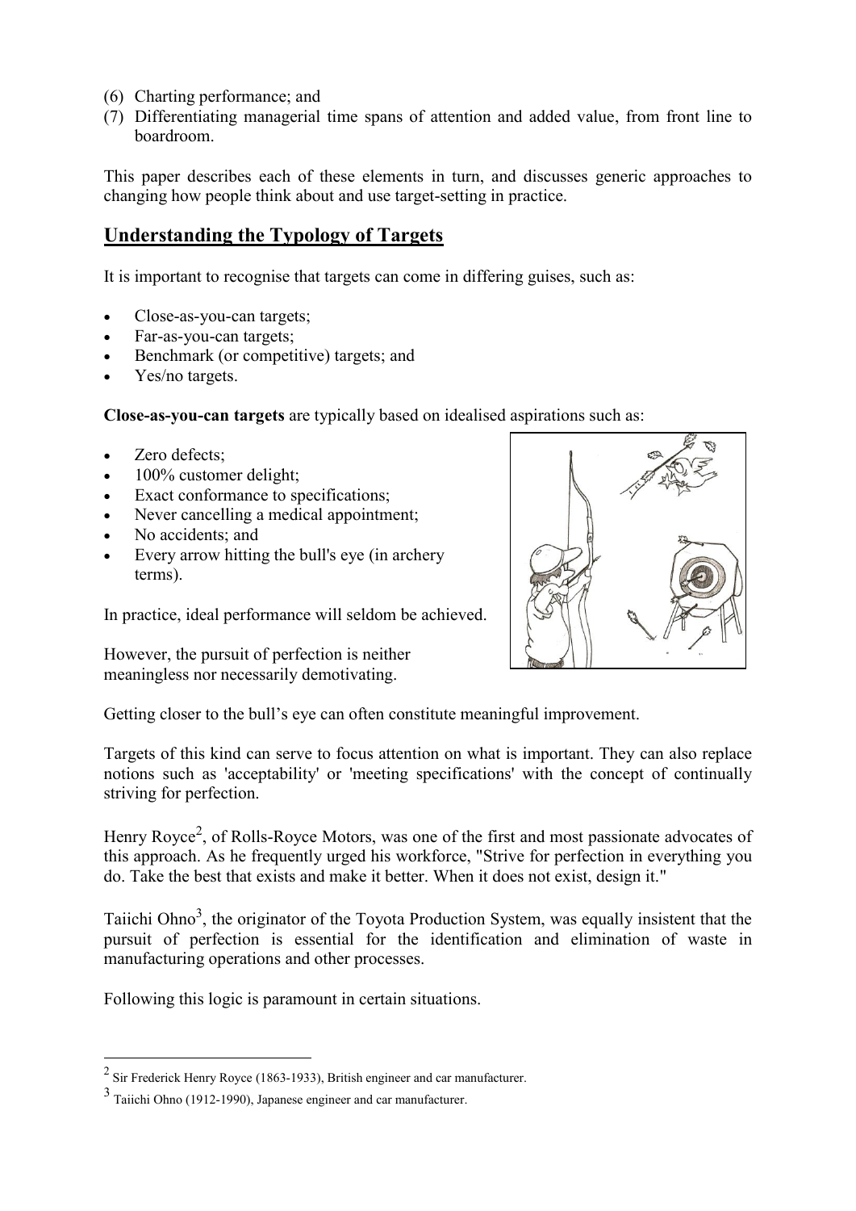(6) Charting performance; and
(7) Differentiating managerial time spans of attention and added value, from front line to boardroom.

This paper describes each of these elements in turn, and discusses generic approaches to changing how people think about and use target-setting in practice.

## Understanding the Typology of Targets

It is important to recognise that targets can come in differing guises, such as:

- Close-as-you-can targets;
- Far-as-you-can targets;
- Benchmark (or competitive) targets; and
- Yes/no targets.

**Close-as-you-can targets** are typically based on idealised aspirations such as:

- Zero defects;
- 100% customer delight;
- Exact conformance to specifications;
- Never cancelling a medical appointment;
- No accidents; and
- Every arrow hitting the bull's eye (in archery terms).

In practice, ideal performance will seldom be achieved.

However, the pursuit of perfection is neither meaningless nor necessarily demotivating.

Getting closer to the bull's eye can often constitute meaningful improvement.

Targets of this kind can serve to focus attention on what is important. They can also replace notions such as 'acceptability' or 'meeting specifications' with the concept of continually striving for perfection.

Henry Royce[2], of Rolls-Royce Motors, was one of the first and most passionate advocates of this approach. As he frequently urged his workforce, "Strive for perfection in everything you do. Take the best that exists and make it better. When it does not exist, design it."

Taiichi Ohno[3], the originator of the Toyota Production System, was equally insistent that the pursuit of perfection is essential for the identification and elimination of waste in manufacturing operations and other processes.

Following this logic is paramount in certain situations.

---

[2] Sir Frederick Henry Royce (1863-1933), British engineer and car manufacturer.

[3] Taiichi Ohno (1912-1990), Japanese engineer and car manufacturer.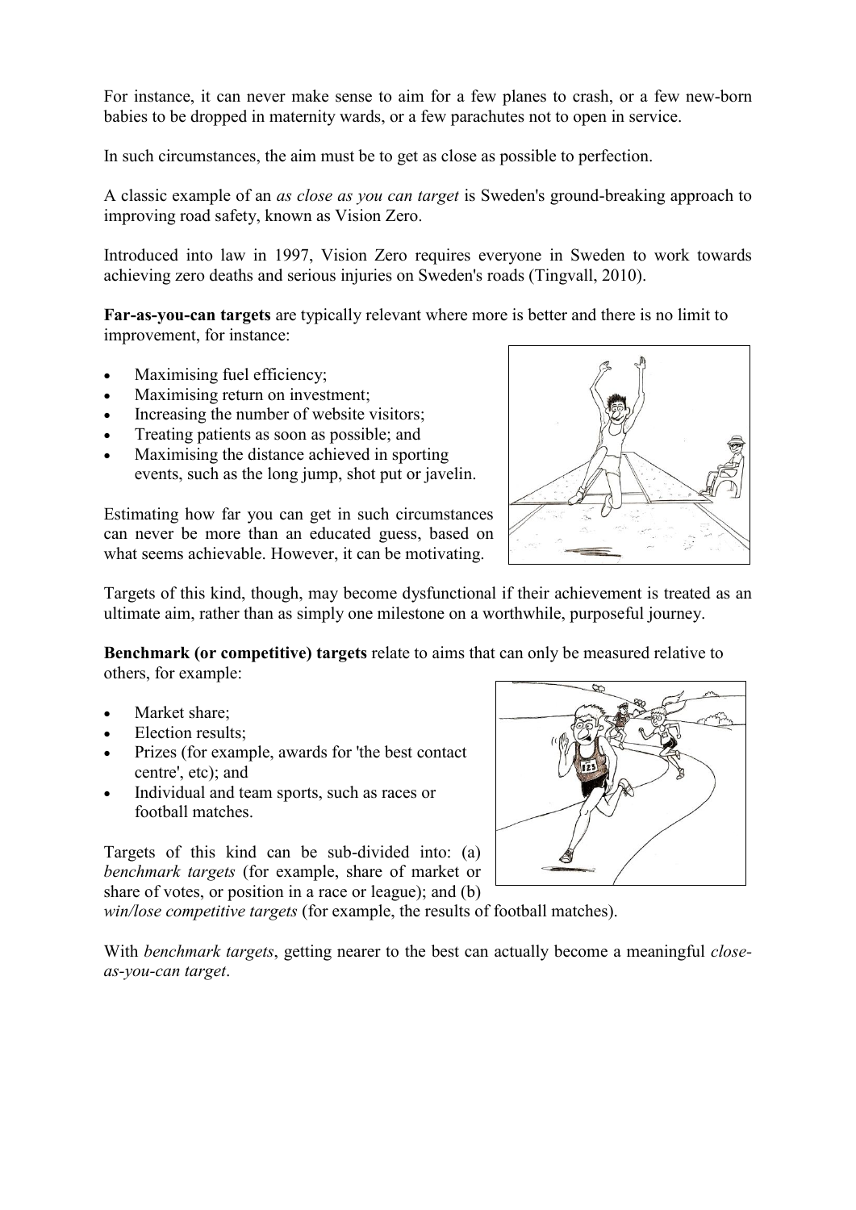For instance, it can never make sense to aim for a few planes to crash, or a few new-born babies to be dropped in maternity wards, or a few parachutes not to open in service.

In such circumstances, the aim must be to get as close as possible to perfection.

A classic example of an *as close as you can target* is Sweden's ground-breaking approach to improving road safety, known as Vision Zero.

Introduced into law in 1997, Vision Zero requires everyone in Sweden to work towards achieving zero deaths and serious injuries on Sweden's roads (Tingvall, 2010).

**Far-as-you-can targets** are typically relevant where more is better and there is no limit to improvement, for instance:

- Maximising fuel efficiency;
- Maximising return on investment;
- Increasing the number of website visitors;
- Treating patients as soon as possible; and
- Maximising the distance achieved in sporting events, such as the long jump, shot put or javelin.

Estimating how far you can get in such circumstances can never be more than an educated guess, based on what seems achievable. However, it can be motivating.

Targets of this kind, though, may become dysfunctional if their achievement is treated as an ultimate aim, rather than as simply one milestone on a worthwhile, purposeful journey.

**Benchmark (or competitive) targets** relate to aims that can only be measured relative to others, for example:

- Market share;
- Election results;
- Prizes (for example, awards for 'the best contact centre', etc); and
- Individual and team sports, such as races or football matches.

Targets of this kind can be sub-divided into: (a) *benchmark targets* (for example, share of market or share of votes, or position in a race or league); and (b) *win/lose competitive targets* (for example, the results of football matches).

With *benchmark targets*, getting nearer to the best can actually become a meaningful *close-as-you-can target*.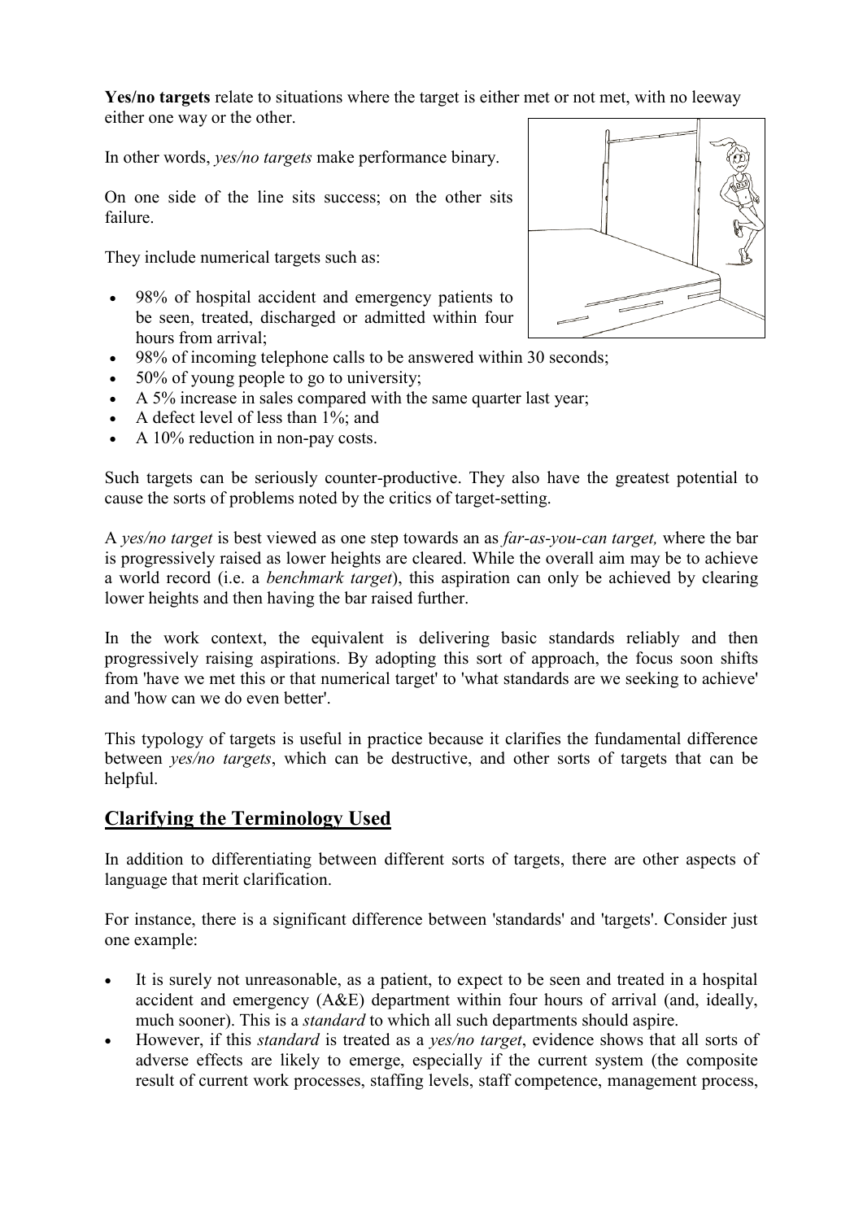**Yes/no targets** relate to situations where the target is either met or not met, with no leeway either one way or the other.

In other words, *yes/no targets* make performance binary.

On one side of the line sits success; on the other sits failure.

They include numerical targets such as:

- 98% of hospital accident and emergency patients to be seen, treated, discharged or admitted within four hours from arrival;
- 98% of incoming telephone calls to be answered within 30 seconds;
- 50% of young people to go to university;
- A 5% increase in sales compared with the same quarter last year;
- A defect level of less than 1%; and
- A 10% reduction in non-pay costs.

Such targets can be seriously counter-productive. They also have the greatest potential to cause the sorts of problems noted by the critics of target-setting.

A *yes/no target* is best viewed as one step towards an as *far-as-you-can target,* where the bar is progressively raised as lower heights are cleared. While the overall aim may be to achieve a world record (i.e. a *benchmark target*), this aspiration can only be achieved by clearing lower heights and then having the bar raised further.

In the work context, the equivalent is delivering basic standards reliably and then progressively raising aspirations. By adopting this sort of approach, the focus soon shifts from 'have we met this or that numerical target' to 'what standards are we seeking to achieve' and 'how can we do even better'.

This typology of targets is useful in practice because it clarifies the fundamental difference between *yes/no targets*, which can be destructive, and other sorts of targets that can be helpful.

## Clarifying the Terminology Used

In addition to differentiating between different sorts of targets, there are other aspects of language that merit clarification.

For instance, there is a significant difference between 'standards' and 'targets'. Consider just one example:

- It is surely not unreasonable, as a patient, to expect to be seen and treated in a hospital accident and emergency (A&E) department within four hours of arrival (and, ideally, much sooner). This is a *standard* to which all such departments should aspire.
- However, if this *standard* is treated as a *yes/no target*, evidence shows that all sorts of adverse effects are likely to emerge, especially if the current system (the composite result of current work processes, staffing levels, staff competence, management process,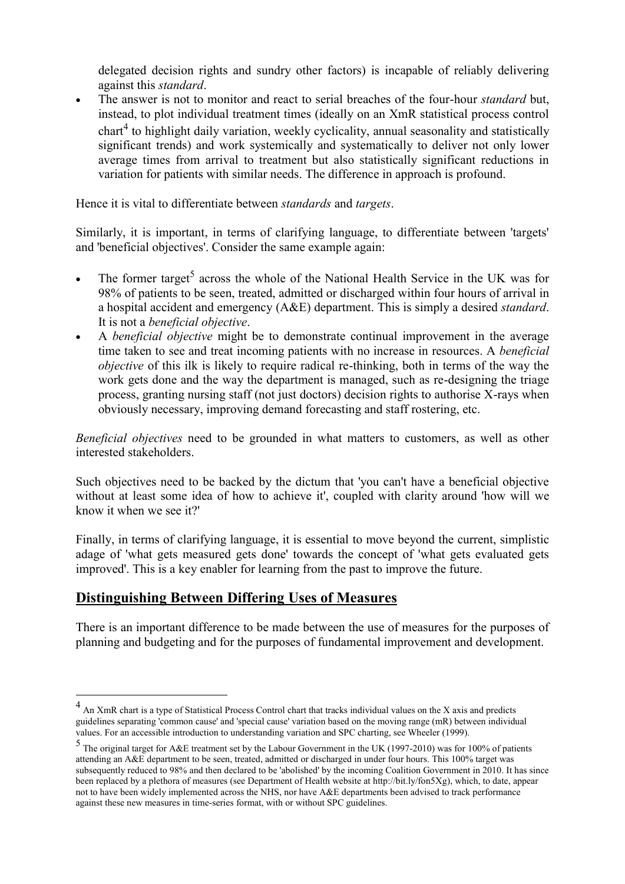delegated decision rights and sundry other factors) is incapable of reliably delivering against this *standard*.

- The answer is not to monitor and react to serial breaches of the four-hour *standard* but, instead, to plot individual treatment times (ideally on an XmR statistical process control chart[4] to highlight daily variation, weekly cyclicality, annual seasonality and statistically significant trends) and work systemically and systematically to deliver not only lower average times from arrival to treatment but also statistically significant reductions in variation for patients with similar needs. The difference in approach is profound.

Hence it is vital to differentiate between *standards* and *targets*.

Similarly, it is important, in terms of clarifying language, to differentiate between 'targets' and 'beneficial objectives'. Consider the same example again:

- The former target[5] across the whole of the National Health Service in the UK was for 98% of patients to be seen, treated, admitted or discharged within four hours of arrival in a hospital accident and emergency (A&E) department. This is simply a desired *standard*. It is not a *beneficial objective*.
- A *beneficial objective* might be to demonstrate continual improvement in the average time taken to see and treat incoming patients with no increase in resources. A *beneficial objective* of this ilk is likely to require radical re-thinking, both in terms of the way the work gets done and the way the department is managed, such as re-designing the triage process, granting nursing staff (not just doctors) decision rights to authorise X-rays when obviously necessary, improving demand forecasting and staff rostering, etc.

*Beneficial objectives* need to be grounded in what matters to customers, as well as other interested stakeholders.

Such objectives need to be backed by the dictum that 'you can't have a beneficial objective without at least some idea of how to achieve it', coupled with clarity around 'how will we know it when we see it?'

Finally, in terms of clarifying language, it is essential to move beyond the current, simplistic adage of 'what gets measured gets done' towards the concept of 'what gets evaluated gets improved'. This is a key enabler for learning from the past to improve the future.

## Distinguishing Between Differing Uses of Measures

There is an important difference to be made between the use of measures for the purposes of planning and budgeting and for the purposes of fundamental improvement and development.

---

[4] An XmR chart is a type of Statistical Process Control chart that tracks individual values on the X axis and predicts guidelines separating 'common cause' and 'special cause' variation based on the moving range (mR) between individual values. For an accessible introduction to understanding variation and SPC charting, see Wheeler (1999).

[5] The original target for A&E treatment set by the Labour Government in the UK (1997-2010) was for 100% of patients attending an A&E department to be seen, treated, admitted or discharged in under four hours. This 100% target was subsequently reduced to 98% and then declared to be 'abolished' by the incoming Coalition Government in 2010. It has since been replaced by a plethora of measures (see Department of Health website at http://bit.ly/fon5Xg), which, to date, appear not to have been widely implemented across the NHS, nor have A&E departments been advised to track performance against these new measures in time-series format, with or without SPC guidelines.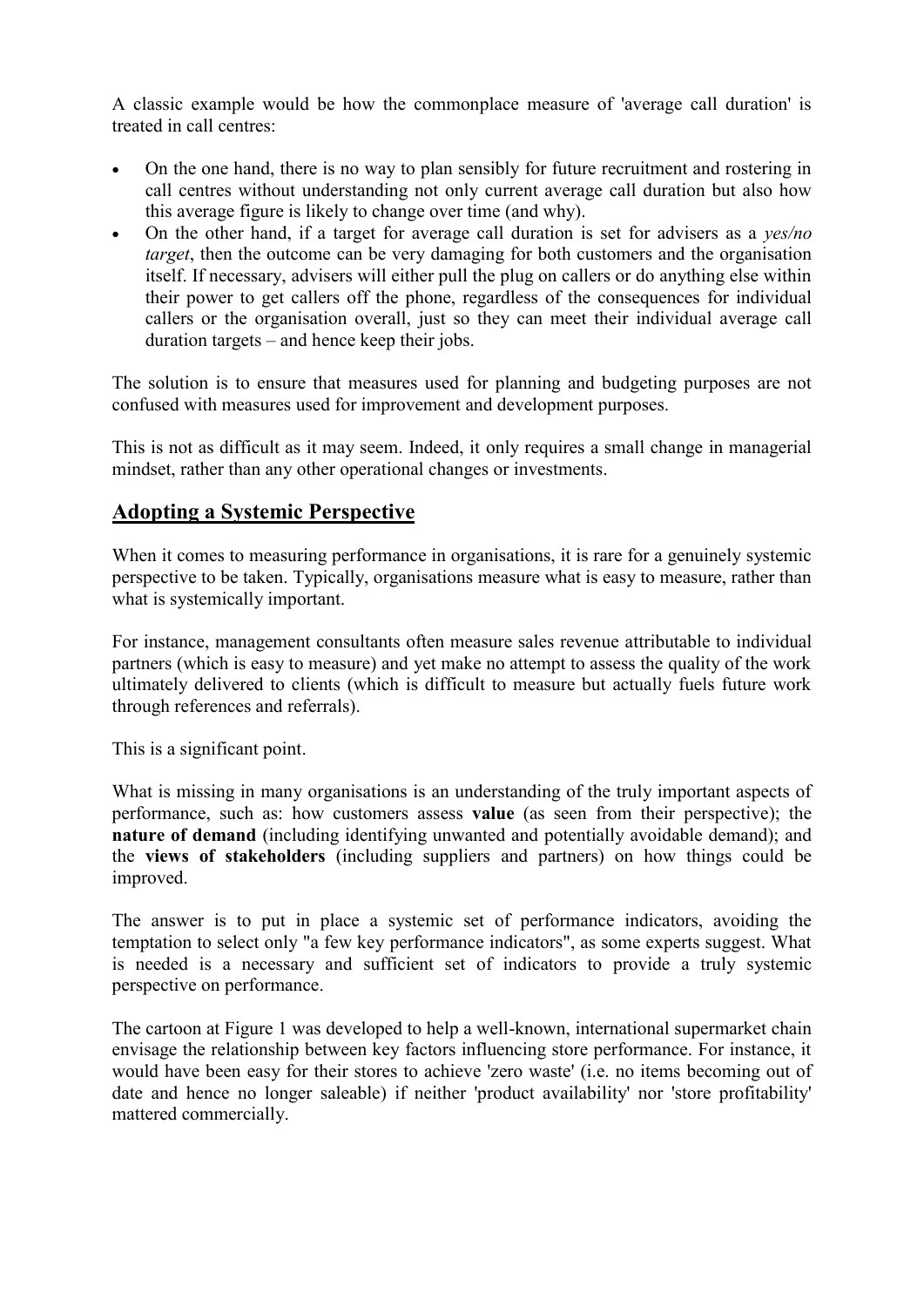A classic example would be how the commonplace measure of 'average call duration' is treated in call centres:

- On the one hand, there is no way to plan sensibly for future recruitment and rostering in call centres without understanding not only current average call duration but also how this average figure is likely to change over time (and why).
- On the other hand, if a target for average call duration is set for advisers as a *yes/no target*, then the outcome can be very damaging for both customers and the organisation itself. If necessary, advisers will either pull the plug on callers or do anything else within their power to get callers off the phone, regardless of the consequences for individual callers or the organisation overall, just so they can meet their individual average call duration targets – and hence keep their jobs.

The solution is to ensure that measures used for planning and budgeting purposes are not confused with measures used for improvement and development purposes.

This is not as difficult as it may seem. Indeed, it only requires a small change in managerial mindset, rather than any other operational changes or investments.

## Adopting a Systemic Perspective

When it comes to measuring performance in organisations, it is rare for a genuinely systemic perspective to be taken. Typically, organisations measure what is easy to measure, rather than what is systemically important.

For instance, management consultants often measure sales revenue attributable to individual partners (which is easy to measure) and yet make no attempt to assess the quality of the work ultimately delivered to clients (which is difficult to measure but actually fuels future work through references and referrals).

This is a significant point.

What is missing in many organisations is an understanding of the truly important aspects of performance, such as: how customers assess **value** (as seen from their perspective); the **nature of demand** (including identifying unwanted and potentially avoidable demand); and the **views of stakeholders** (including suppliers and partners) on how things could be improved.

The answer is to put in place a systemic set of performance indicators, avoiding the temptation to select only "a few key performance indicators", as some experts suggest. What is needed is a necessary and sufficient set of indicators to provide a truly systemic perspective on performance.

The cartoon at Figure 1 was developed to help a well-known, international supermarket chain envisage the relationship between key factors influencing store performance. For instance, it would have been easy for their stores to achieve 'zero waste' (i.e. no items becoming out of date and hence no longer saleable) if neither 'product availability' nor 'store profitability' mattered commercially.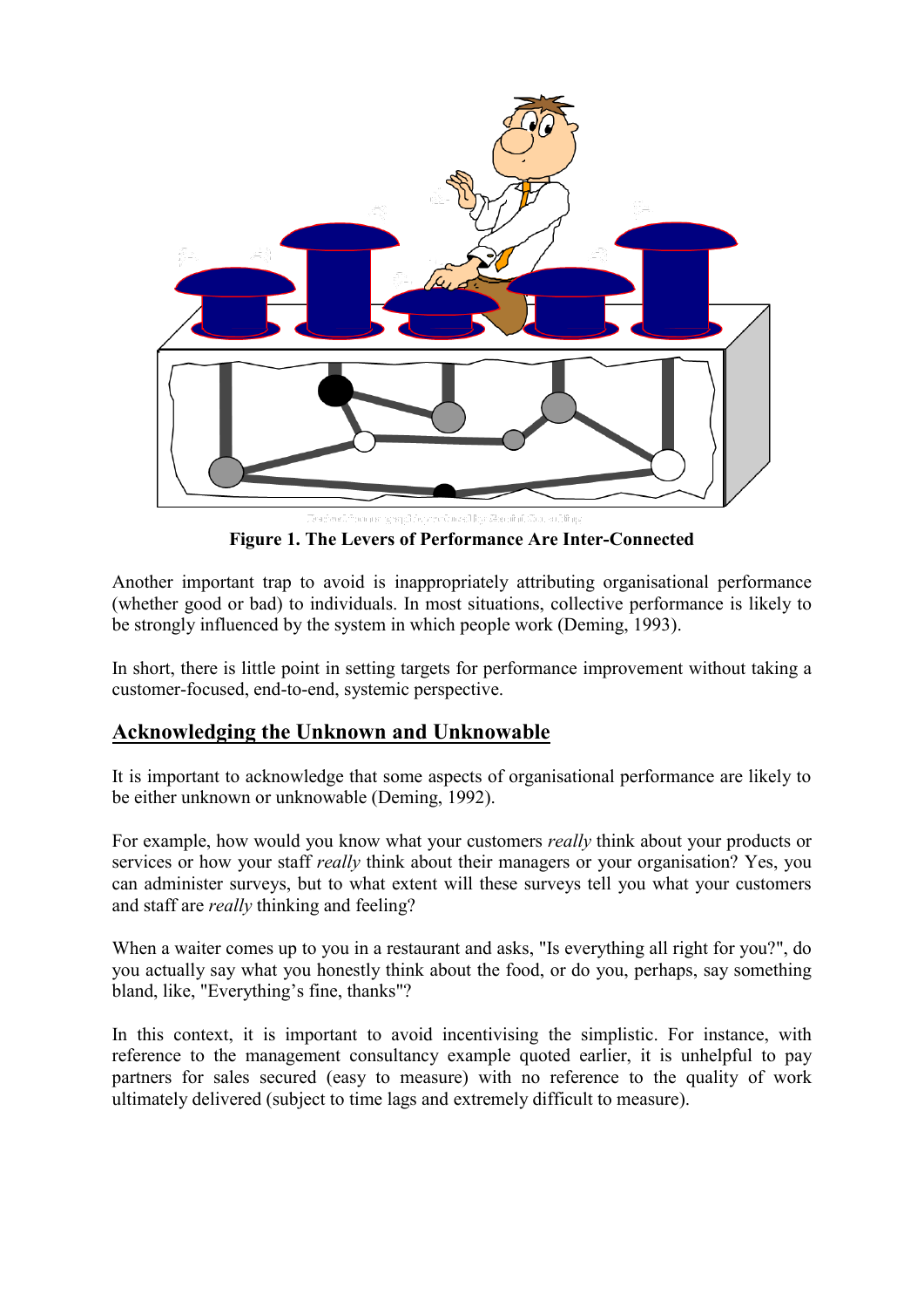**Figure 1. The Levers of Performance Are Inter-Connected**

Another important trap to avoid is inappropriately attributing organisational performance (whether good or bad) to individuals. In most situations, collective performance is likely to be strongly influenced by the system in which people work (Deming, 1993).

In short, there is little point in setting targets for performance improvement without taking a customer-focused, end-to-end, systemic perspective.

## Acknowledging the Unknown and Unknowable

It is important to acknowledge that some aspects of organisational performance are likely to be either unknown or unknowable (Deming, 1992).

For example, how would you know what your customers *really* think about your products or services or how your staff *really* think about their managers or your organisation? Yes, you can administer surveys, but to what extent will these surveys tell you what your customers and staff are *really* thinking and feeling?

When a waiter comes up to you in a restaurant and asks, "Is everything all right for you?", do you actually say what you honestly think about the food, or do you, perhaps, say something bland, like, "Everything's fine, thanks"?

In this context, it is important to avoid incentivising the simplistic. For instance, with reference to the management consultancy example quoted earlier, it is unhelpful to pay partners for sales secured (easy to measure) with no reference to the quality of work ultimately delivered (subject to time lags and extremely difficult to measure).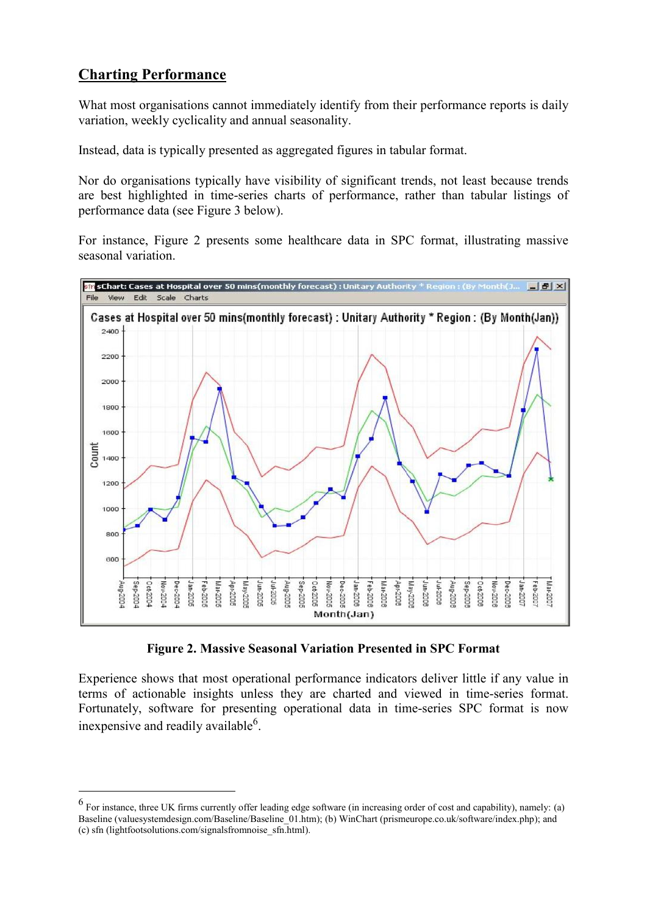## Charting Performance

What most organisations cannot immediately identify from their performance reports is daily variation, weekly cyclicality and annual seasonality.

Instead, data is typically presented as aggregated figures in tabular format.

Nor do organisations typically have visibility of significant trends, not least because trends are best highlighted in time-series charts of performance, rather than tabular listings of performance data (see Figure 3 below).

For instance, Figure 2 presents some healthcare data in SPC format, illustrating massive seasonal variation.

**Figure 2. Massive Seasonal Variation Presented in SPC Format**

Experience shows that most operational performance indicators deliver little if any value in terms of actionable insights unless they are charted and viewed in time-series format. Fortunately, software for presenting operational data in time-series SPC format is now inexpensive and readily available[6].

---

[6] For instance, three UK firms currently offer leading edge software (in increasing order of cost and capability), namely: (a) Baseline (valuesystemdesign.com/Baseline/Baseline_01.htm); (b) WinChart (prismeurope.co.uk/software/index.php); and (c) sfn (lightfootsolutions.com/signalsfromnoise_sfn.html).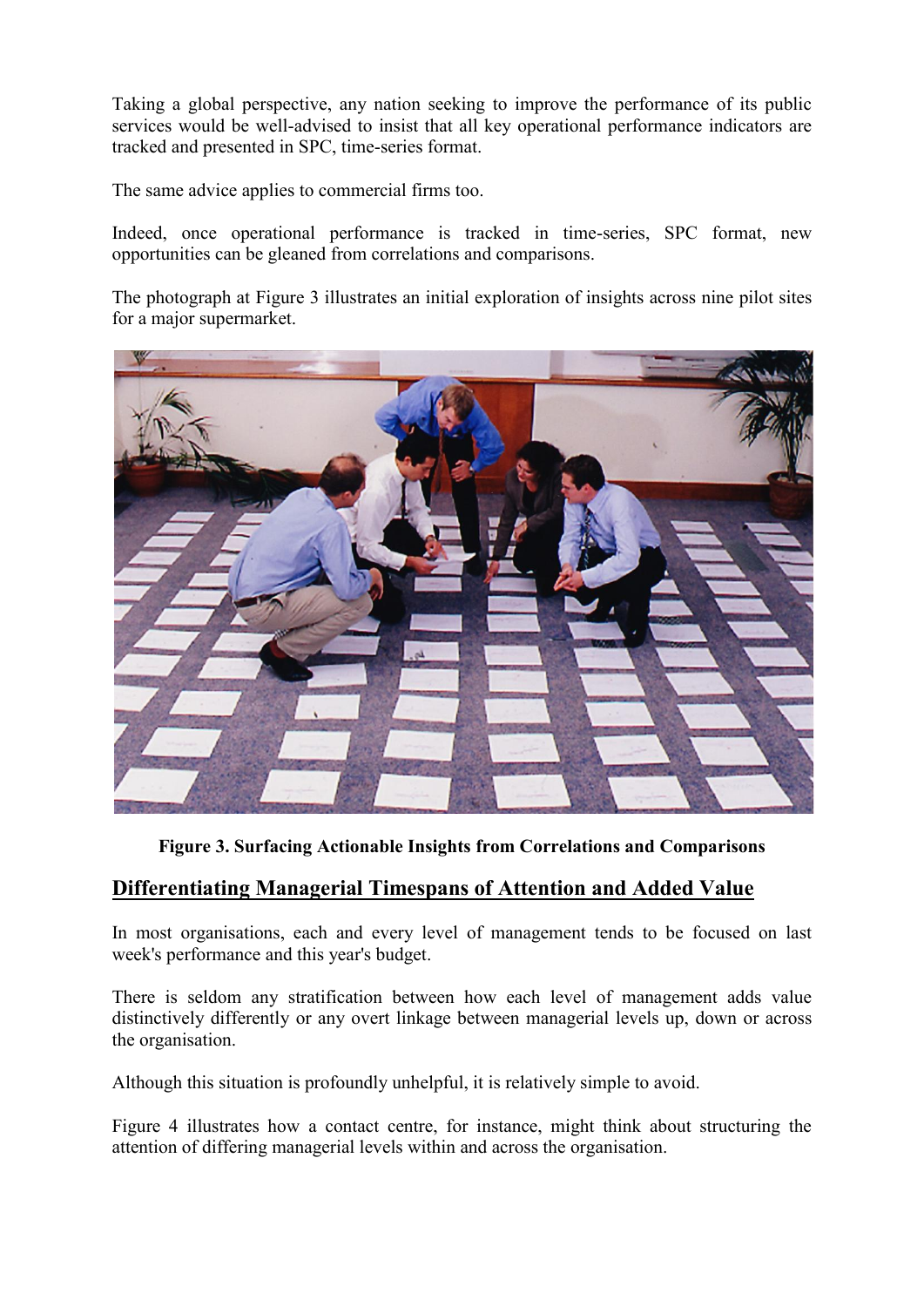Taking a global perspective, any nation seeking to improve the performance of its public services would be well-advised to insist that all key operational performance indicators are tracked and presented in SPC, time-series format.

The same advice applies to commercial firms too.

Indeed, once operational performance is tracked in time-series, SPC format, new opportunities can be gleaned from correlations and comparisons.

The photograph at Figure 3 illustrates an initial exploration of insights across nine pilot sites for a major supermarket.

**Figure 3. Surfacing Actionable Insights from Correlations and Comparisons**

## Differentiating Managerial Timespans of Attention and Added Value

In most organisations, each and every level of management tends to be focused on last week's performance and this year's budget.

There is seldom any stratification between how each level of management adds value distinctively differently or any overt linkage between managerial levels up, down or across the organisation.

Although this situation is profoundly unhelpful, it is relatively simple to avoid.

Figure 4 illustrates how a contact centre, for instance, might think about structuring the attention of differing managerial levels within and across the organisation.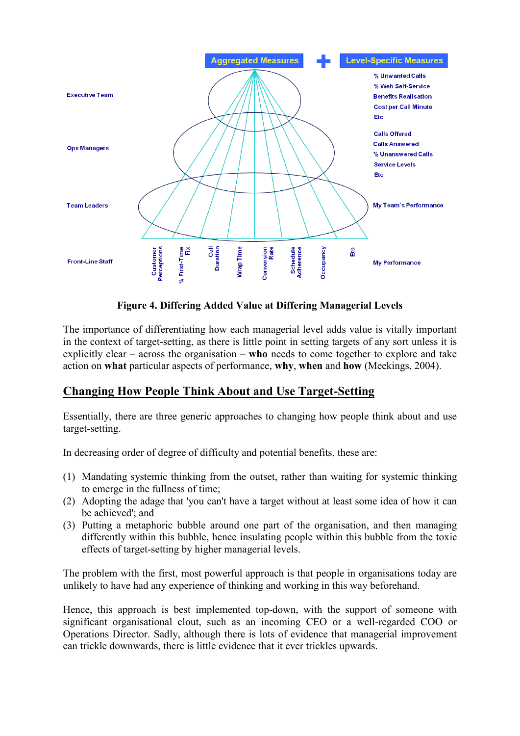**Figure 4. Differing Added Value at Differing Managerial Levels**

The importance of differentiating how each managerial level adds value is vitally important in the context of target-setting, as there is little point in setting targets of any sort unless it is explicitly clear – across the organisation – **who** needs to come together to explore and take action on **what** particular aspects of performance, **why**, **when** and **how** (Meekings, 2004).

## Changing How People Think About and Use Target-Setting

Essentially, there are three generic approaches to changing how people think about and use target-setting.

In decreasing order of degree of difficulty and potential benefits, these are:

(1) Mandating systemic thinking from the outset, rather than waiting for systemic thinking to emerge in the fullness of time;
(2) Adopting the adage that 'you can't have a target without at least some idea of how it can be achieved'; and
(3) Putting a metaphoric bubble around one part of the organisation, and then managing differently within this bubble, hence insulating people within this bubble from the toxic effects of target-setting by higher managerial levels.

The problem with the first, most powerful approach is that people in organisations today are unlikely to have had any experience of thinking and working in this way beforehand.

Hence, this approach is best implemented top-down, with the support of someone with significant organisational clout, such as an incoming CEO or a well-regarded COO or Operations Director. Sadly, although there is lots of evidence that managerial improvement can trickle downwards, there is little evidence that it ever trickles upwards.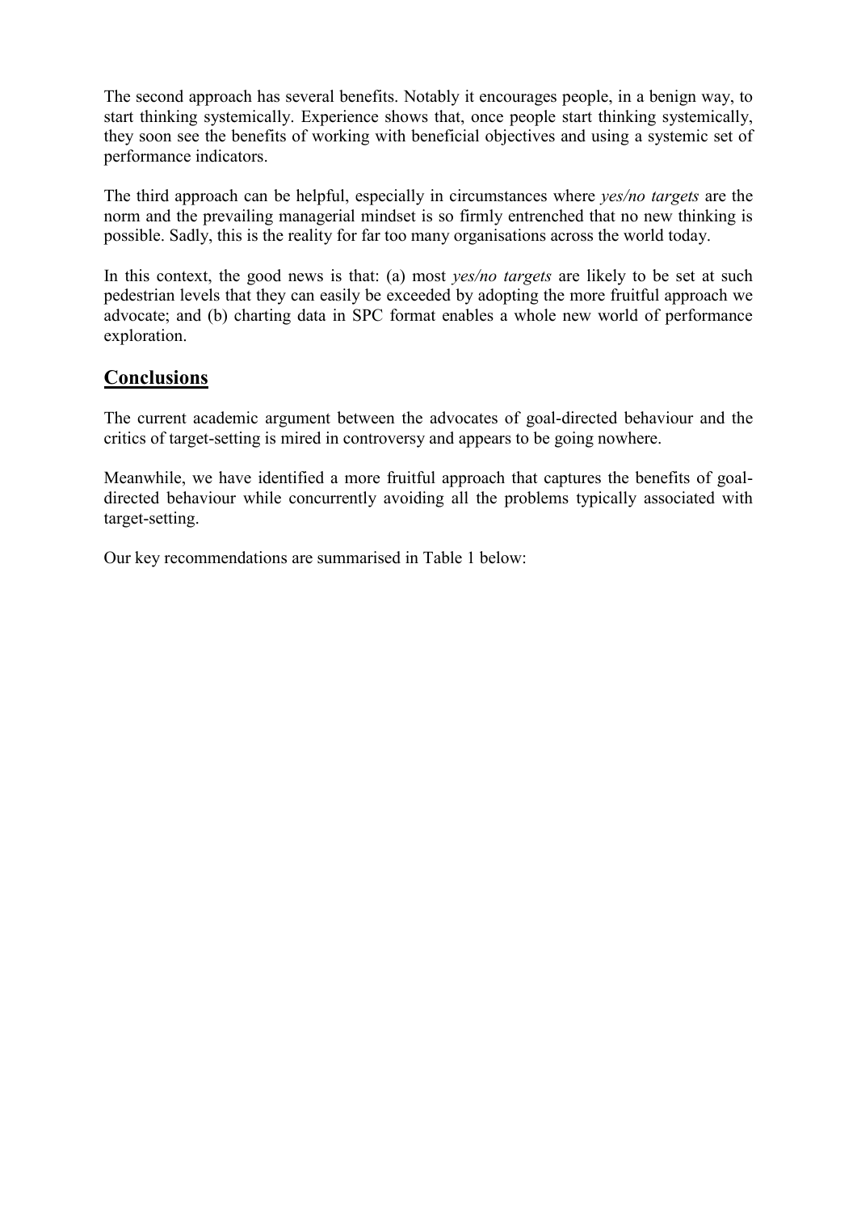The second approach has several benefits. Notably it encourages people, in a benign way, to start thinking systemically. Experience shows that, once people start thinking systemically, they soon see the benefits of working with beneficial objectives and using a systemic set of performance indicators.

The third approach can be helpful, especially in circumstances where *yes/no targets* are the norm and the prevailing managerial mindset is so firmly entrenched that no new thinking is possible. Sadly, this is the reality for far too many organisations across the world today.

In this context, the good news is that: (a) most *yes/no targets* are likely to be set at such pedestrian levels that they can easily be exceeded by adopting the more fruitful approach we advocate; and (b) charting data in SPC format enables a whole new world of performance exploration.

## Conclusions

The current academic argument between the advocates of goal-directed behaviour and the critics of target-setting is mired in controversy and appears to be going nowhere.

Meanwhile, we have identified a more fruitful approach that captures the benefits of goal-directed behaviour while concurrently avoiding all the problems typically associated with target-setting.

Our key recommendations are summarised in Table 1 below: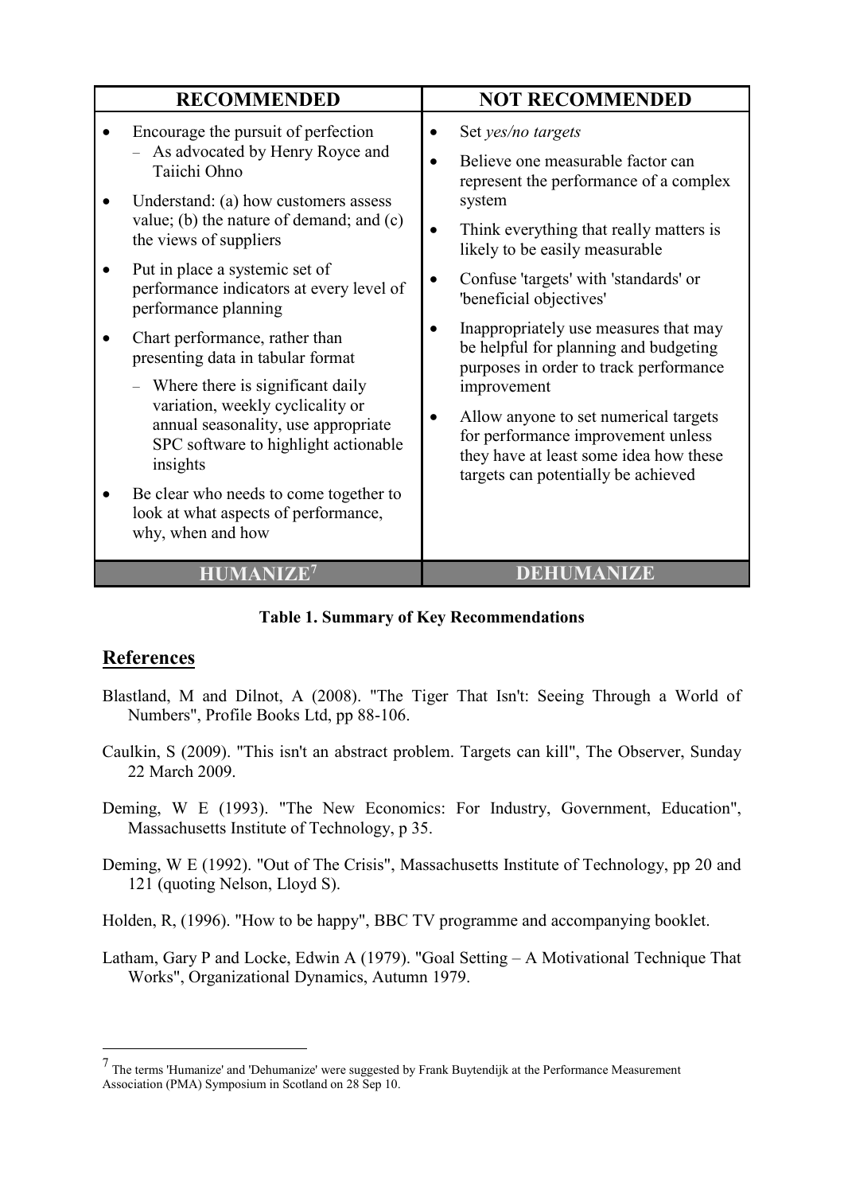| RECOMMENDED | NOT RECOMMENDED |
|---|---|
| • Encourage the pursuit of perfection<br>– As advocated by Henry Royce and Taiichi Ohno<br>• Understand: (a) how customers assess value; (b) the nature of demand; and (c) the views of suppliers<br>• Put in place a systemic set of performance indicators at every level of performance planning<br>• Chart performance, rather than presenting data in tabular format<br>– Where there is significant daily variation, weekly cyclicality or annual seasonality, use appropriate SPC software to highlight actionable insights<br>• Be clear who needs to come together to look at what aspects of performance, why, when and how | • Set *yes/no targets*<br>• Believe one measurable factor can represent the performance of a complex system<br>• Think everything that really matters is likely to be easily measurable<br>• Confuse 'targets' with 'standards' or 'beneficial objectives'<br>• Inappropriately use measures that may be helpful for planning and budgeting purposes in order to track performance improvement<br>• Allow anyone to set numerical targets for performance improvement unless they have at least some idea how these targets can potentially be achieved |
| **HUMANIZE**[7] | **DEHUMANIZE** |

**Table 1. Summary of Key Recommendations**

## References

Blastland, M and Dilnot, A (2008). "The Tiger That Isn't: Seeing Through a World of Numbers", Profile Books Ltd, pp 88-106.

Caulkin, S (2009). "This isn't an abstract problem. Targets can kill", The Observer, Sunday 22 March 2009.

Deming, W E (1993). "The New Economics: For Industry, Government, Education", Massachusetts Institute of Technology, p 35.

Deming, W E (1992). "Out of The Crisis", Massachusetts Institute of Technology, pp 20 and 121 (quoting Nelson, Lloyd S).

Holden, R, (1996). "How to be happy", BBC TV programme and accompanying booklet.

Latham, Gary P and Locke, Edwin A (1979). "Goal Setting – A Motivational Technique That Works", Organizational Dynamics, Autumn 1979.

---

[7] The terms 'Humanize' and 'Dehumanize' were suggested by Frank Buytendijk at the Performance Measurement Association (PMA) Symposium in Scotland on 28 Sep 10.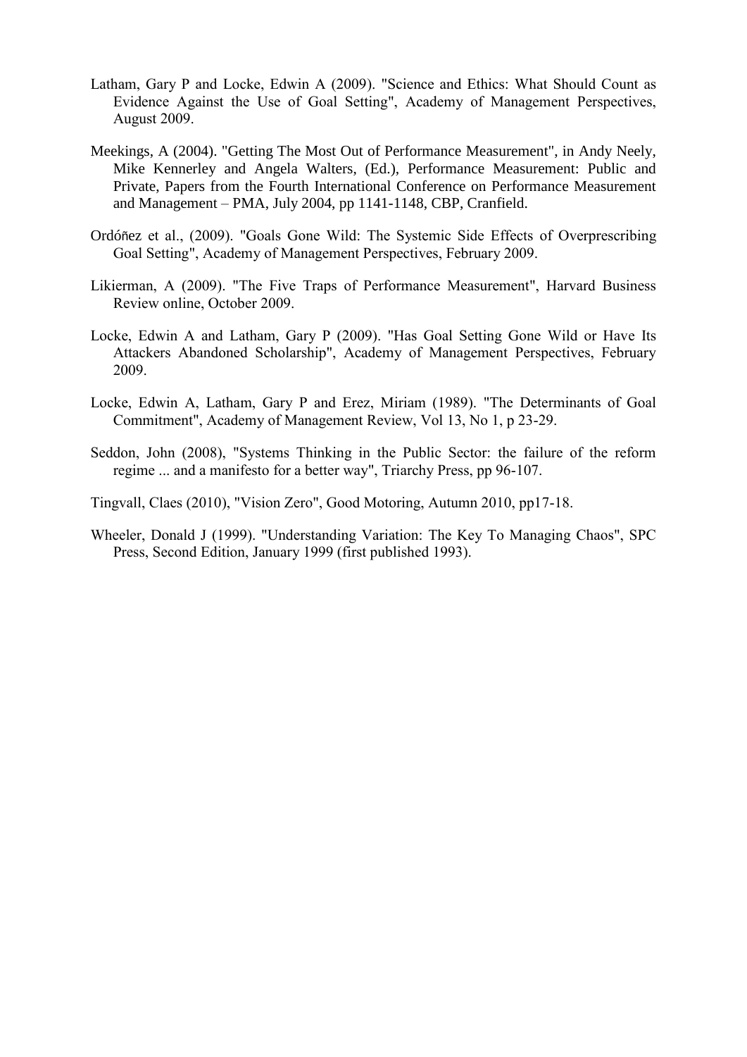Latham, Gary P and Locke, Edwin A (2009). "Science and Ethics: What Should Count as Evidence Against the Use of Goal Setting", Academy of Management Perspectives, August 2009.

Meekings, A (2004). "Getting The Most Out of Performance Measurement", in Andy Neely, Mike Kennerley and Angela Walters, (Ed.), Performance Measurement: Public and Private, Papers from the Fourth International Conference on Performance Measurement and Management – PMA, July 2004, pp 1141-1148, CBP, Cranfield.

Ordóñez et al., (2009). "Goals Gone Wild: The Systemic Side Effects of Overprescribing Goal Setting", Academy of Management Perspectives, February 2009.

Likierman, A (2009). "The Five Traps of Performance Measurement", Harvard Business Review online, October 2009.

Locke, Edwin A and Latham, Gary P (2009). "Has Goal Setting Gone Wild or Have Its Attackers Abandoned Scholarship", Academy of Management Perspectives, February 2009.

Locke, Edwin A, Latham, Gary P and Erez, Miriam (1989). "The Determinants of Goal Commitment", Academy of Management Review, Vol 13, No 1, p 23-29.

Seddon, John (2008), "Systems Thinking in the Public Sector: the failure of the reform regime ... and a manifesto for a better way", Triarchy Press, pp 96-107.

Tingvall, Claes (2010), "Vision Zero", Good Motoring, Autumn 2010, pp17-18.

Wheeler, Donald J (1999). "Understanding Variation: The Key To Managing Chaos", SPC Press, Second Edition, January 1999 (first published 1993).